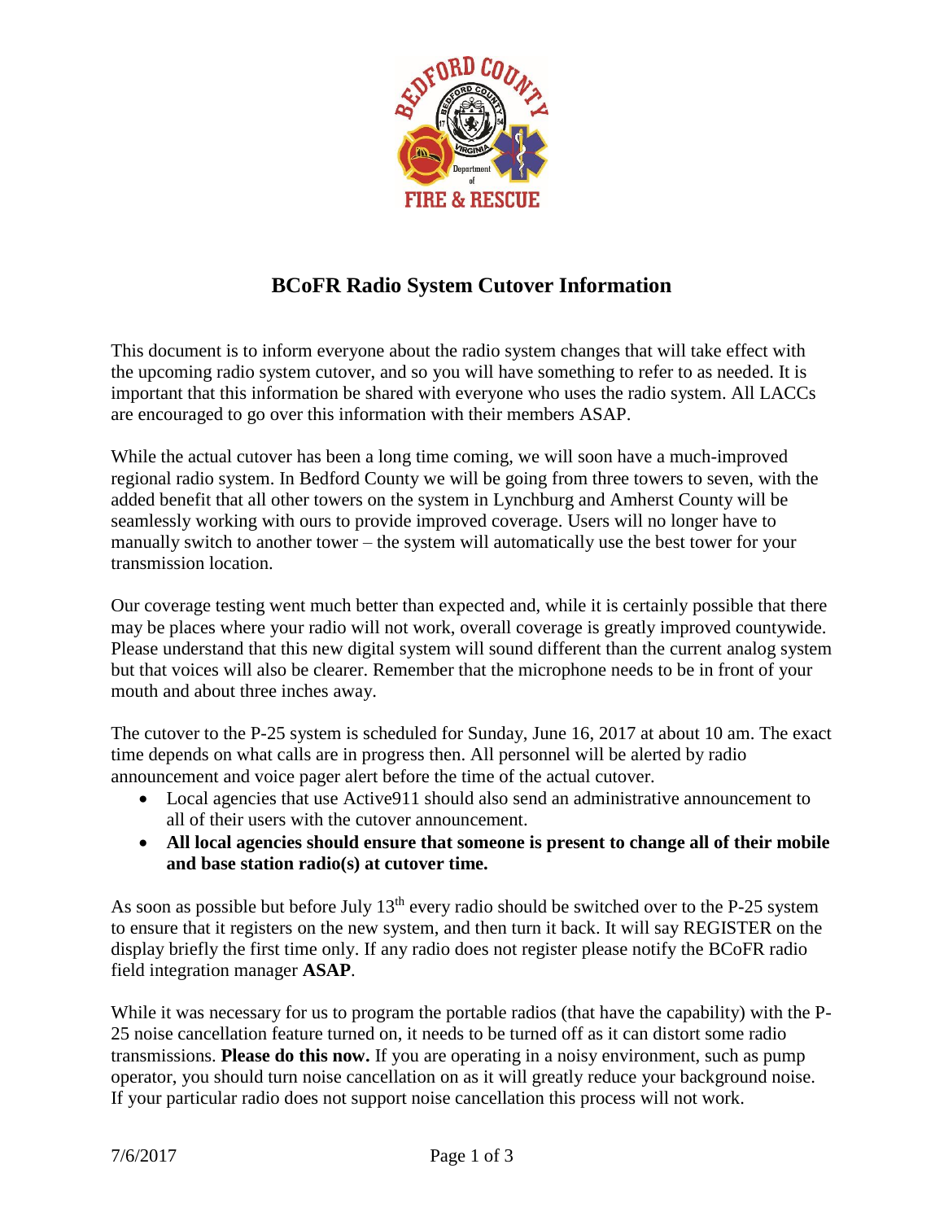# BCoFR Radio System Cutover Information

This document is to inform everyone about the radio system changes that will take effect with the upcoming radio system cutover, and so you will have something to refer to as needed. It is important that this information be shared with everyone who uses the radio system. All LACCs are encouraged to go over this information with their members ASAP.

While the actual cutover has been a long time coming, we will soon have a much-improved regional radio system. In Bedford County we will be going from three towers to seven, with the added benefit that all other towers on the system in Lynchburg and Amherst County will be seamlessly working with ours to provide improved coverage. Users will no longer have to manually switch to another tower – the system will automatically use the best tower for your transmission location.

Our coverage testing went much better than expected and, while it is certainly possible that there may be places where your radio will not work, overall coverage is greatly improved countywide. Please understand that this new digital system will sound different than the current analog system but that voices will also be clearer. Remember that the microphone needs to be in front of your mouth and about three inches away.

The cutover to the P-25 system is scheduled for Sunday, June 16, 2017 at about 10 am. The exact time depends on what calls are in progress then. All personnel will be alerted by radio announcement and voice pager alert before the time of the actual cutover.

- Local agencies that use Active911 should also send an administrative announcement to all of their users with the cutover announcement.
- **All local agencies should ensure that someone is present to change all of their mobile and base station radio(s) at cutover time.**

As soon as possible but before July 13th every radio should be switched over to the P-25 system to ensure that it registers on the new system, and then turn it back. It will say REGISTER on the display briefly the first time only. If any radio does not register please notify the BCoFR radio field integration manager **ASAP**.

While it was necessary for us to program the portable radios (that have the capability) with the P-25 noise cancellation feature turned on, it needs to be turned off as it can distort some radio transmissions. **Please do this now.** If you are operating in a noisy environment, such as pump operator, you should turn noise cancellation on as it will greatly reduce your background noise. If your particular radio does not support noise cancellation this process will not work.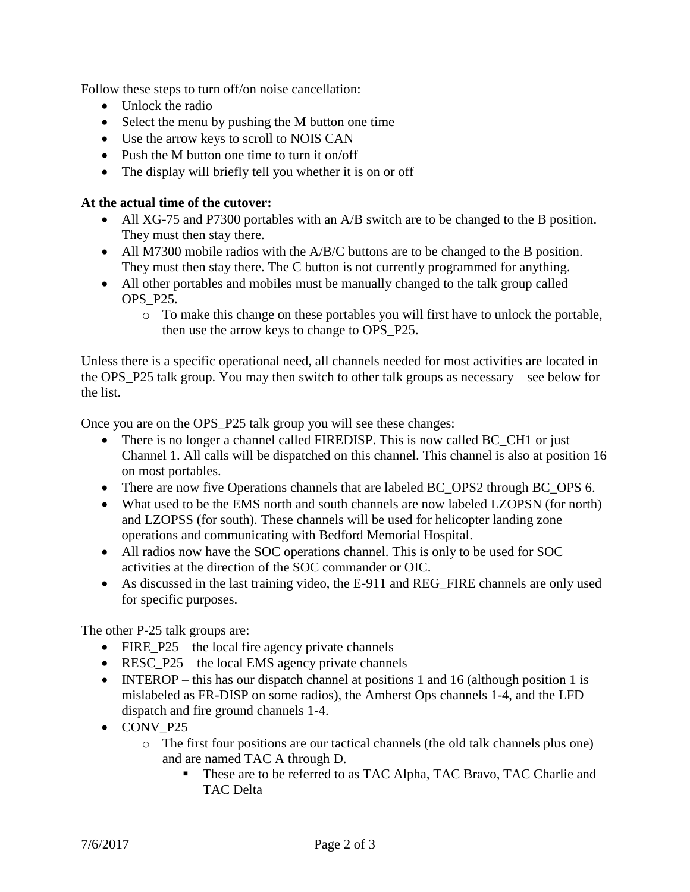Follow these steps to turn off/on noise cancellation:

- Unlock the radio
- Select the menu by pushing the M button one time
- Use the arrow keys to scroll to NOIS CAN
- Push the M button one time to turn it on/off
- The display will briefly tell you whether it is on or off

**At the actual time of the cutover:**

- All XG-75 and P7300 portables with an A/B switch are to be changed to the B position. They must then stay there.
- All M7300 mobile radios with the A/B/C buttons are to be changed to the B position. They must then stay there. The C button is not currently programmed for anything.
- All other portables and mobiles must be manually changed to the talk group called OPS_P25.
    - To make this change on these portables you will first have to unlock the portable, then use the arrow keys to change to OPS_P25.

Unless there is a specific operational need, all channels needed for most activities are located in the OPS_P25 talk group. You may then switch to other talk groups as necessary – see below for the list.

Once you are on the OPS_P25 talk group you will see these changes:

- There is no longer a channel called FIREDISP. This is now called BC_CH1 or just Channel 1. All calls will be dispatched on this channel. This channel is also at position 16 on most portables.
- There are now five Operations channels that are labeled BC_OPS2 through BC_OPS 6.
- What used to be the EMS north and south channels are now labeled LZOPSN (for north) and LZOPSS (for south). These channels will be used for helicopter landing zone operations and communicating with Bedford Memorial Hospital.
- All radios now have the SOC operations channel. This is only to be used for SOC activities at the direction of the SOC commander or OIC.
- As discussed in the last training video, the E-911 and REG_FIRE channels are only used for specific purposes.

The other P-25 talk groups are:

- FIRE_P25 – the local fire agency private channels
- RESC_P25 – the local EMS agency private channels
- INTEROP – this has our dispatch channel at positions 1 and 16 (although position 1 is mislabeled as FR-DISP on some radios), the Amherst Ops channels 1-4, and the LFD dispatch and fire ground channels 1-4.
- CONV_P25
    - The first four positions are our tactical channels (the old talk channels plus one) and are named TAC A through D.
        - These are to be referred to as TAC Alpha, TAC Bravo, TAC Charlie and TAC Delta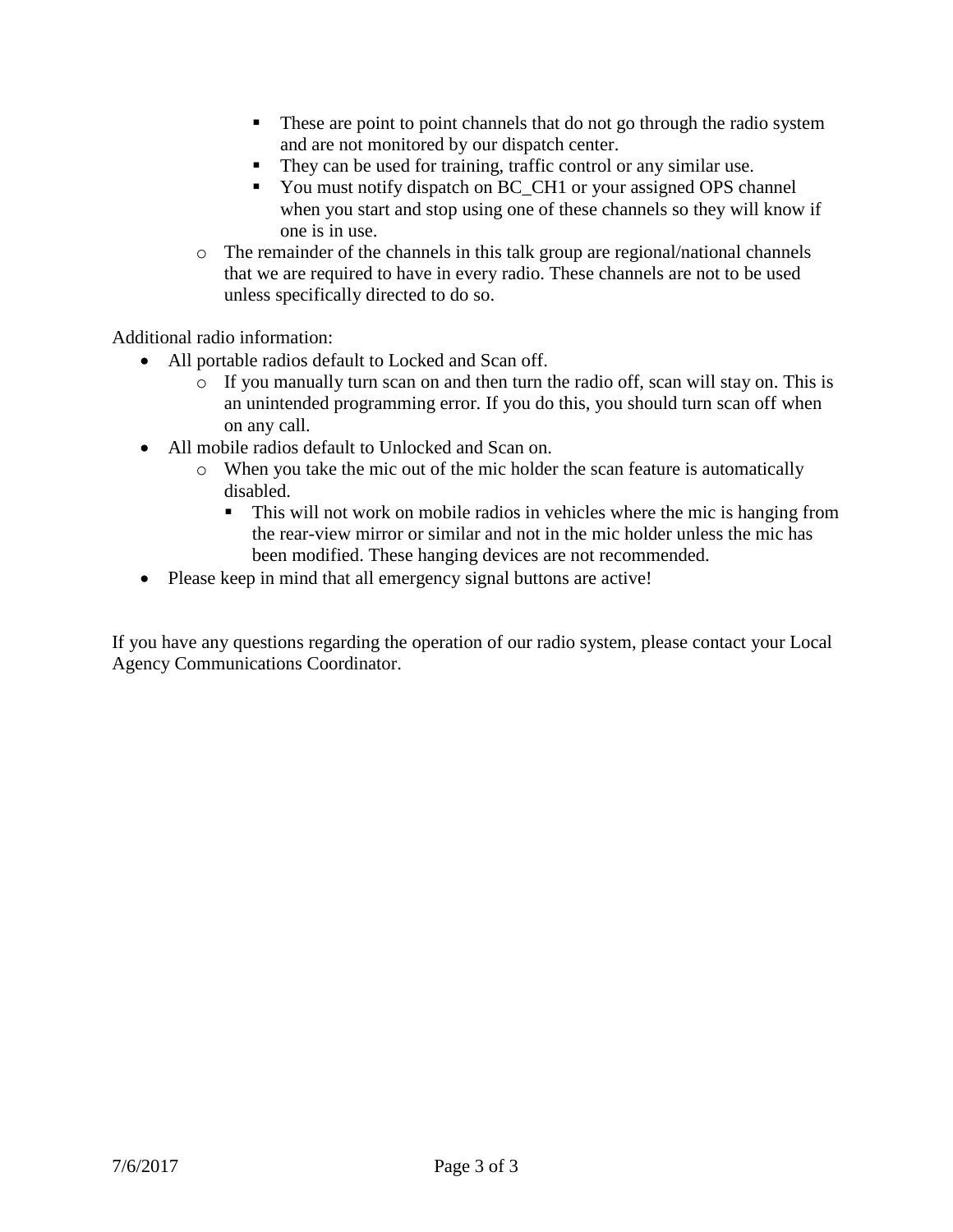- These are point to point channels that do not go through the radio system and are not monitored by our dispatch center.
        - They can be used for training, traffic control or any similar use.
        - You must notify dispatch on BC_CH1 or your assigned OPS channel when you start and stop using one of these channels so they will know if one is in use.
    - The remainder of the channels in this talk group are regional/national channels that we are required to have in every radio. These channels are not to be used unless specifically directed to do so.

Additional radio information:

- All portable radios default to Locked and Scan off.
    - If you manually turn scan on and then turn the radio off, scan will stay on. This is an unintended programming error. If you do this, you should turn scan off when on any call.
- All mobile radios default to Unlocked and Scan on.
    - When you take the mic out of the mic holder the scan feature is automatically disabled.
        - This will not work on mobile radios in vehicles where the mic is hanging from the rear-view mirror or similar and not in the mic holder unless the mic has been modified. These hanging devices are not recommended.
- Please keep in mind that all emergency signal buttons are active!

If you have any questions regarding the operation of our radio system, please contact your Local Agency Communications Coordinator.

7/6/2017